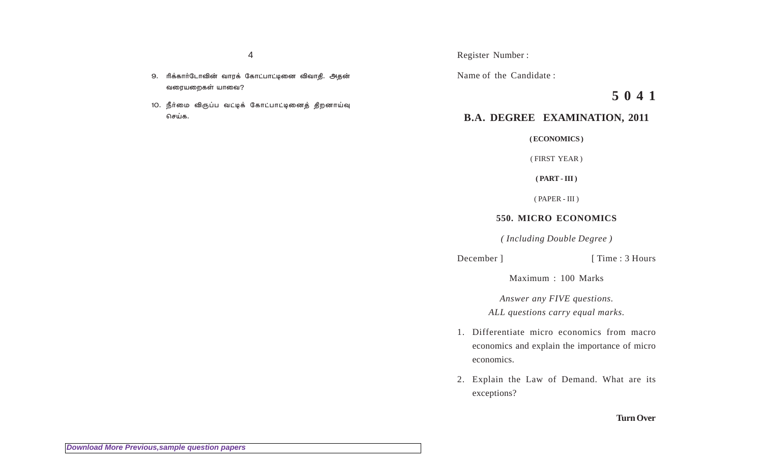9. ரிக்கார்டோவின் வாரக் கோட்பாட்டினை விவாதி. அதன் வரையறைகள் யாவை?

10. நீர்மை விருப்ப வட்டிக் கோட்பாட்டினைத் திறனாய்வு செய்க.

Register Number :

Name of the Candidate :

# 5 0 4 1

## B.A. DEGREE EXAMINATION, 2011

**( ECONOMICS )**

( FIRST YEAR )

**( PART - III )**

( PAPER - III )

### 550. MICRO ECONOMICS

*( Including Double Degree )*

December ] [ Time : 3 Hours

Maximum : 100 Marks

*Answer any FIVE questions.*
*ALL questions carry equal marks.*

1. Differentiate micro economics from macro economics and explain the importance of micro economics.

2. Explain the Law of Demand. What are its exceptions?

**Turn Over**

*Download More Previous,sample question papers*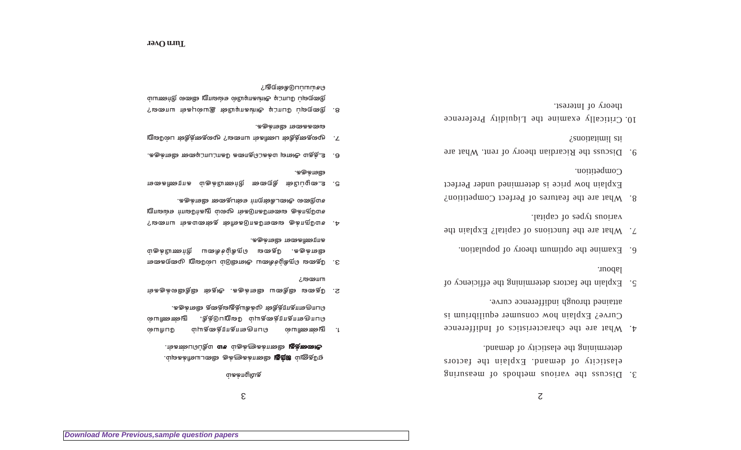3. Discuss the various methods of measuring elasticity of demand. Explain the factors determining the elasticity of demand.

4. What are the characteristics of Indifference Curve? Explain how consumer equilibrium is attained through indifference curve.

5. Explain the factors determining the efficiency of labour.

6. Examine the optimum theory of population.

7. What are the functions of capital? Explain the various types of capital.

8. What are the features of Perfect Competition? Explain how price is determined under Perfect Competition.

9. Discuss the Ricardian theory of rent. What are its limitations?

10. Critically examine the Liquidity Preference theory of Interest.

## தமிழாக்கம்

எதேனும் **ஐந்து** வினாக்களுக்கு விடையளிக்கவும்.

**அனைத்து** வினாக்களுக்கும் சம மதிப்பெண்கள்.

1. நுண்ணியல் பொருளாதாரத்தையும் பேரியல் பொருளாதாரத்தையும் வேறுபடுத்தி, நுண்ணியல் பொருளாதாரத்தின் முக்கியத்துவத்தை விளக்குக.

2. தேவை விதியை விளக்குக. அதன் விதிவிலக்குகள் யாவை?

3. தேவை நெகிழ்ச்சியை அளவிடும் பல்வேறு முறைகளை விளக்குக. தேவை நெகிழ்ச்சியை நிர்ணயிக்கும் காரணிகளை விளக்குக.

4. சமநோக்கு வளைகோட்டின் இயல்புகள் யாவை? சமநோக்கு வளைகோட்டின் மூலம் நுகர்வோர் எவ்வாறு சமநிலை அடைகிறார் என்பதை விளக்குக.

5. உழைப்பின் திறனை நிர்ணயிக்கும் காரணிகளை விளக்குக.

6. உத்தம அளவு மக்கள்தொகைக் கோட்பாட்டினை விளக்குக.

7. மூலதனத்தின் பணிகள் யாவை? மூலதனத்தின் பல்வேறு வகைகளை விளக்குக.

8. நிறைவுப் போட்டி அங்காடியின் இயல்புகள் யாவை? நிறைவுப் போட்டி அங்காடியில் விலை நிர்ணயம் எவ்வாறு செய்யப்படுகிறது?